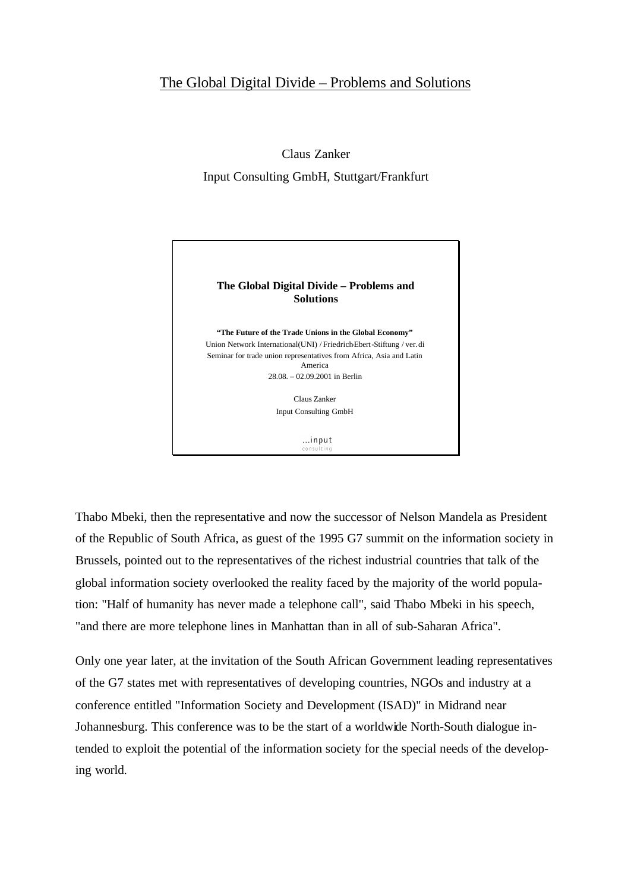# The Global Digital Divide – Problems and Solutions

Claus Zanker

Input Consulting GmbH, Stuttgart/Frankfurt

**The Global Digital Divide – Problems and Solutions**

**"The Future of the Trade Unions in the Global Economy"**

Union Network International(UNI) / Friedrich-Ebert-Stiftung / ver.di

Seminar for trade union representatives from Africa, Asia and Latin America

28.08. – 02.09.2001 in Berlin

Claus Zanker

Input Consulting GmbH

...input
consulting

Thabo Mbeki, then the representative and now the successor of Nelson Mandela as President of the Republic of South Africa, as guest of the 1995 G7 summit on the information society in Brussels, pointed out to the representatives of the richest industrial countries that talk of the global information society overlooked the reality faced by the majority of the world population: "Half of humanity has never made a telephone call", said Thabo Mbeki in his speech, "and there are more telephone lines in Manhattan than in all of sub-Saharan Africa".

Only one year later, at the invitation of the South African Government leading representatives of the G7 states met with representatives of developing countries, NGOs and industry at a conference entitled "Information Society and Development (ISAD)" in Midrand near Johannesburg. This conference was to be the start of a worldwide North-South dialogue intended to exploit the potential of the information society for the special needs of the developing world.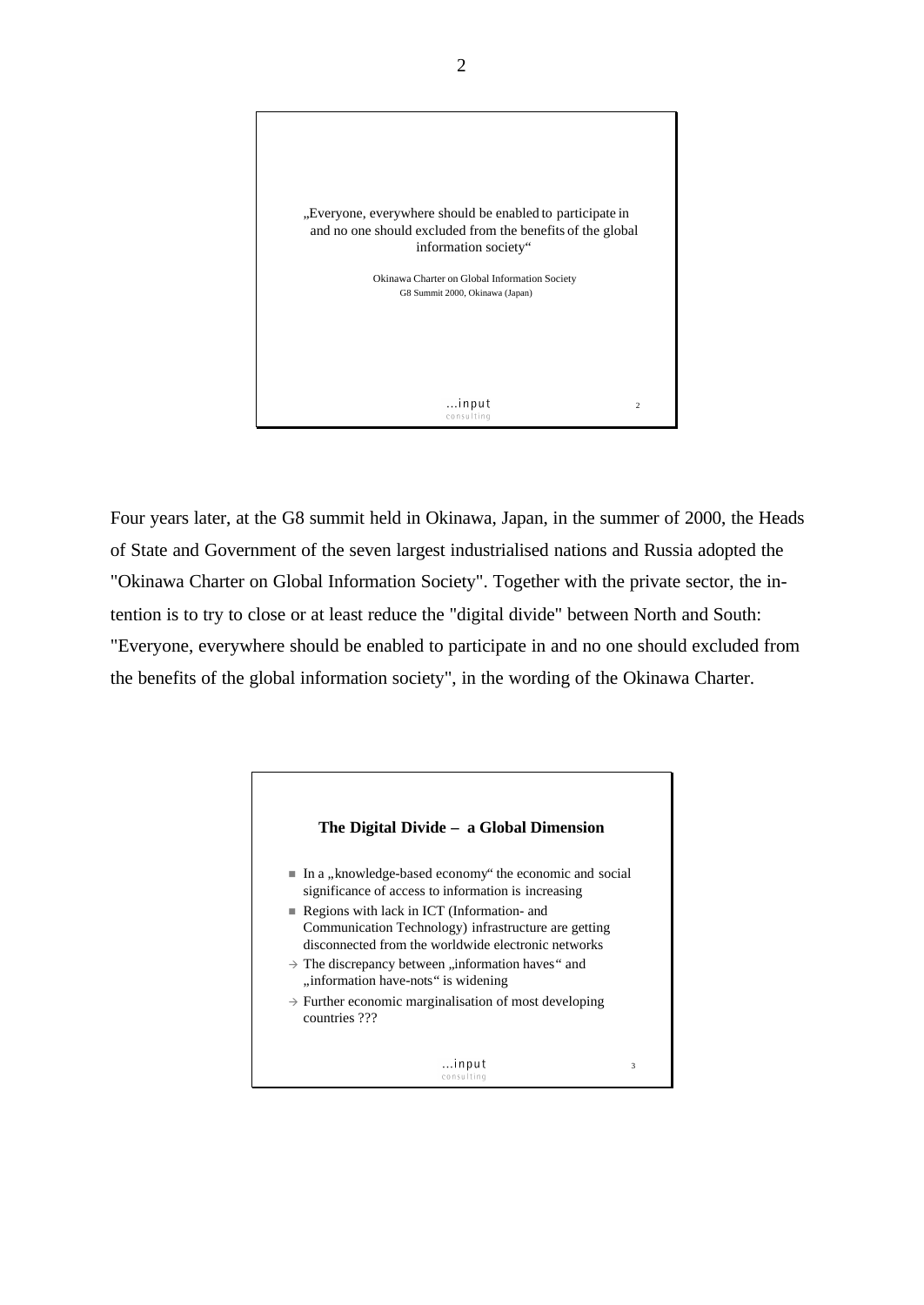„Everyone, everywhere should be enabled to participate in and no one should excluded from the benefits of the global information society“

Okinawa Charter on Global Information Society
G8 Summit 2000, Okinawa (Japan)

...input
consulting

Four years later, at the G8 summit held in Okinawa, Japan, in the summer of 2000, the Heads of State and Government of the seven largest industrialised nations and Russia adopted the "Okinawa Charter on Global Information Society". Together with the private sector, the intention is to try to close or at least reduce the "digital divide" between North and South: "Everyone, everywhere should be enabled to participate in and no one should excluded from the benefits of the global information society", in the wording of the Okinawa Charter.

**The Digital Divide – a Global Dimension**

- In a „knowledge-based economy“ the economic and social significance of access to information is increasing
- Regions with lack in ICT (Information- and Communication Technology) infrastructure are getting disconnected from the worldwide electronic networks

→ The discrepancy between „information haves“ and „information have-nots“ is widening

→ Further economic marginalisation of most developing countries ???

...input
consulting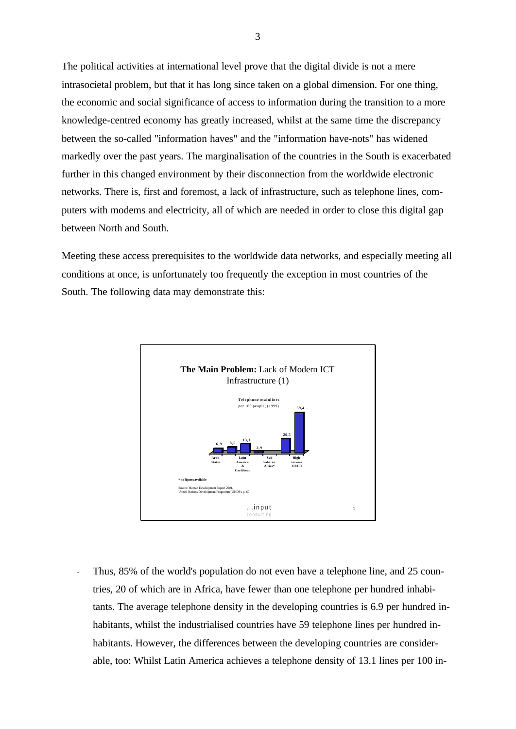The political activities at international level prove that the digital divide is not a mere intrasocietal problem, but that it has long since taken on a global dimension. For one thing, the economic and social significance of access to information during the transition to a more knowledge-centred economy has greatly increased, whilst at the same time the discrepancy between the so-called "information haves" and the "information have-nots" has widened markedly over the past years. The marginalisation of the countries in the South is exacerbated further in this changed environment by their disconnection from the worldwide electronic networks. There is, first and foremost, a lack of infrastructure, such as telephone lines, computers with modems and electricity, all of which are needed in order to close this digital gap between North and South.

Meeting these access prerequisites to the worldwide data networks, and especially meeting all conditions at once, is unfortunately too frequently the exception in most countries of the South. The following data may demonstrate this:

**The Main Problem:** Lack of Modern ICT Infrastructure (1)

**Telephone mainlines** per 100 people, (1999)

| Region | Telephone mainlines per 100 people |
|---|---|
| Arab States | 6,9 |
| | 8,5 |
| Latin America & Caribbean | 13,1 |
| Sub Saharan Africa* | 2,9 |
| | 20,5 |
| High-income OECD | 59,4 |

\* no figures available

Source: Human Development Report 2001, United Nations Development Programm (UNDP), p. 60

- Thus, 85% of the world's population do not even have a telephone line, and 25 countries, 20 of which are in Africa, have fewer than one telephone per hundred inhabitants. The average telephone density in the developing countries is 6.9 per hundred inhabitants, whilst the industrialised countries have 59 telephone lines per hundred inhabitants. However, the differences between the developing countries are considerable, too: Whilst Latin America achieves a telephone density of 13.1 lines per 100 in-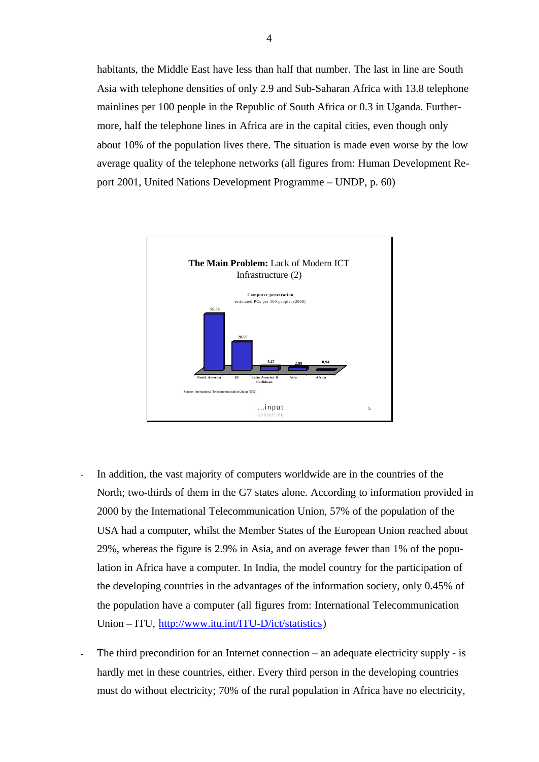habitants, the Middle East have less than half that number. The last in line are South Asia with telephone densities of only 2.9 and Sub-Saharan Africa with 13.8 telephone mainlines per 100 people in the Republic of South Africa or 0.3 in Uganda. Furthermore, half the telephone lines in Africa are in the capital cities, even though only about 10% of the population lives there. The situation is made even worse by the low average quality of the telephone networks (all figures from: Human Development Report 2001, United Nations Development Programme – UNDP, p. 60)

**The Main Problem:** Lack of Modern ICT Infrastructure (2)

**Computer penetration**
estimated PCs per 100 people, (2000)

| Region | PCs per 100 people |
|---|---|
| North America | 56,56 |
| EU | 28,59 |
| Latin America & Caribbean | 4,27 |
| Asia | 2,88 |
| Africa | 0,94 |

Source: International Telecommunication Union (ITU)

...input consulting

- In addition, the vast majority of computers worldwide are in the countries of the North; two-thirds of them in the G7 states alone. According to information provided in 2000 by the International Telecommunication Union, 57% of the population of the USA had a computer, whilst the Member States of the European Union reached about 29%, whereas the figure is 2.9% in Asia, and on average fewer than 1% of the population in Africa have a computer. In India, the model country for the participation of the developing countries in the advantages of the information society, only 0.45% of the population have a computer (all figures from: International Telecommunication Union – ITU, [http://www.itu.int/ITU-D/ict/statistics](http://www.itu.int/ITU-D/ict/statistics))

- The third precondition for an Internet connection – an adequate electricity supply - is hardly met in these countries, either. Every third person in the developing countries must do without electricity; 70% of the rural population in Africa have no electricity,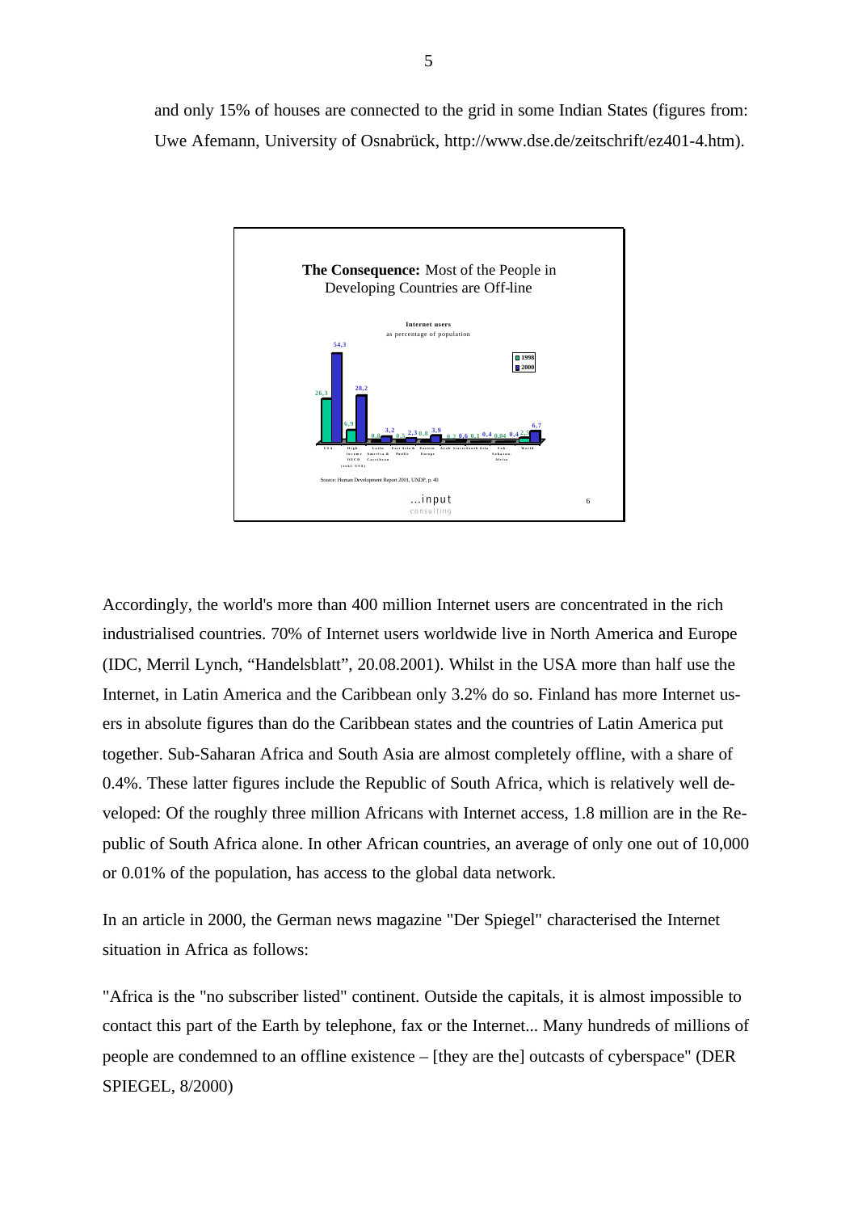and only 15% of houses are connected to the grid in some Indian States (figures from: Uwe Afemann, University of Osnabrück, http://www.dse.de/zeitschrift/ez401-4.htm).

**The Consequence:** Most of the People in Developing Countries are Off-line

Accordingly, the world's more than 400 million Internet users are concentrated in the rich industrialised countries. 70% of Internet users worldwide live in North America and Europe (IDC, Merril Lynch, "Handelsblatt", 20.08.2001). Whilst in the USA more than half use the Internet, in Latin America and the Caribbean only 3.2% do so. Finland has more Internet users in absolute figures than do the Caribbean states and the countries of Latin America put together. Sub-Saharan Africa and South Asia are almost completely offline, with a share of 0.4%. These latter figures include the Republic of South Africa, which is relatively well developed: Of the roughly three million Africans with Internet access, 1.8 million are in the Republic of South Africa alone. In other African countries, an average of only one out of 10,000 or 0.01% of the population, has access to the global data network.

In an article in 2000, the German news magazine "Der Spiegel" characterised the Internet situation in Africa as follows:

"Africa is the "no subscriber listed" continent. Outside the capitals, it is almost impossible to contact this part of the Earth by telephone, fax or the Internet... Many hundreds of millions of people are condemned to an offline existence – [they are the] outcasts of cyberspace" (DER SPIEGEL, 8/2000)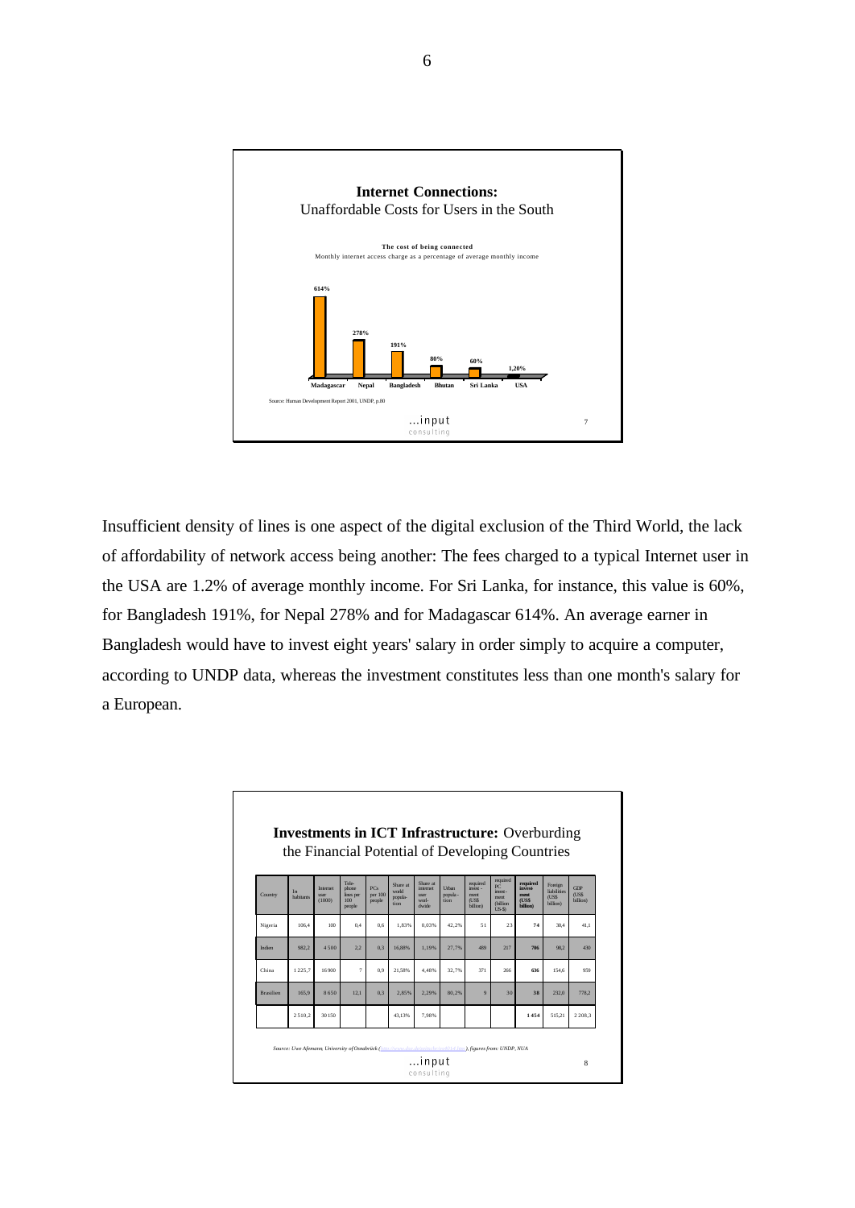## Internet Connections: Unaffordable Costs for Users in the South

**The cost of being connected**

Monthly internet access charge as a percentage of average monthly income

| Country | % |
|---|---|
| Madagascar | 614% |
| Nepal | 278% |
| Bangladesh | 191% |
| Bhutan | 80% |
| Sri Lanka | 60% |
| USA | 1,20% |

Source: Human Development Report 2001, UNDP, p.80

...input consulting

Insufficient density of lines is one aspect of the digital exclusion of the Third World, the lack of affordability of network access being another: The fees charged to a typical Internet user in the USA are 1.2% of average monthly income. For Sri Lanka, for instance, this value is 60%, for Bangladesh 191%, for Nepal 278% and for Madagascar 614%. An average earner in Bangladesh would have to invest eight years' salary in order simply to acquire a computer, according to UNDP data, whereas the investment constitutes less than one month's salary for a European.

## Investments in ICT Infrastructure: Overburding the Financial Potential of Developing Countries

| Country | In habitants | Internet user (1000) | Tele-phone lines per 100 people | PCs per 100 people | Share at world popula-tion | Share at internet user world-dwide | Urban popula-tion | required invest-ment (US$ billion) | required PC invest-ment (billion US-$) | required invest-ment (US$ billion) | Foreign liabilities (US$ billion) | GDP (US$ billion) |
|---|---|---|---|---|---|---|---|---|---|---|---|---|
| Nigeria | 106,4 | 100 | 0,4 | 0,6 | 1,83% | 0,03% | 42,2% | 51 | 23 | 74 | 30,4 | 41,1 |
| Indien | 982,2 | 4 500 | 2,2 | 0,3 | 16,88% | 1,19% | 27,7% | 489 | 217 | 706 | 98,2 | 430 |
| China | 1 225,7 | 16 900 | 7 | 0,9 | 21,58% | 4,48% | 32,7% | 371 | 266 | 636 | 154,6 | 959 |
| Brasilien | 165,9 | 8 650 | 12,1 | 0,3 | 2,85% | 2,29% | 80,2% | 9 | 30 | 38 | 232,0 | 778,2 |
| | 2 510,2 | 30 150 | | | 43,13% | 7,98% | | | | 1 454 | 515,21 | 2 208,3 |

*Source: Uwe Afemann, University of Osnabrück (http://www.uni-osnabrueck.de/...), figures from: UNDP, NUA*

...input consulting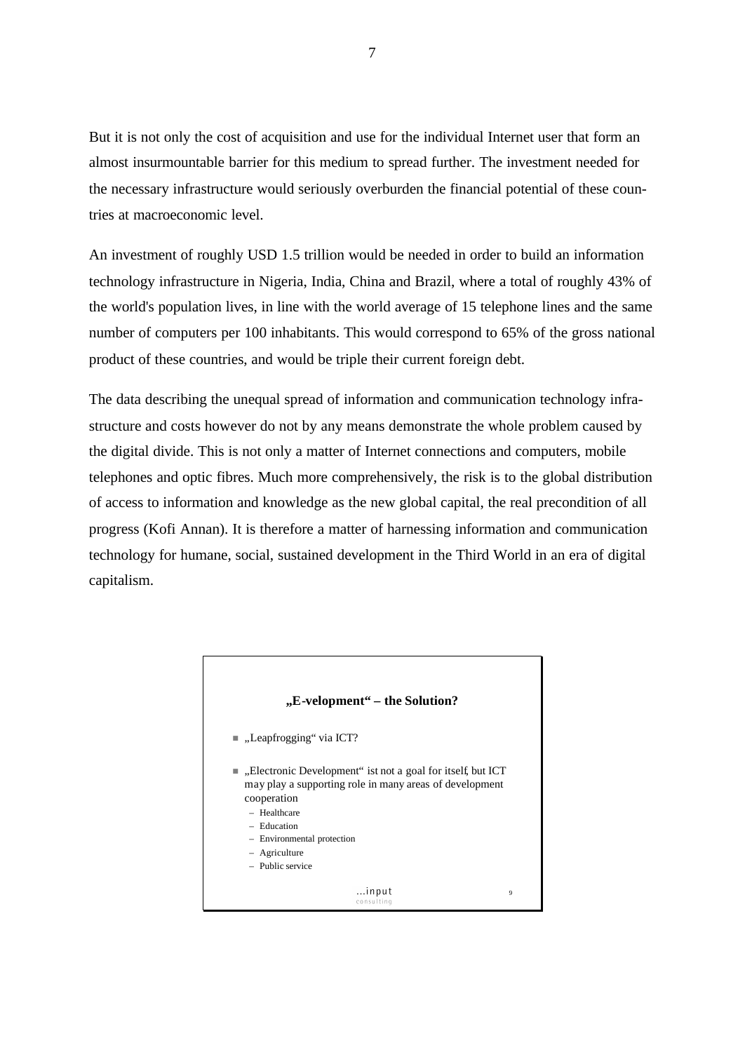But it is not only the cost of acquisition and use for the individual Internet user that form an almost insurmountable barrier for this medium to spread further. The investment needed for the necessary infrastructure would seriously overburden the financial potential of these countries at macroeconomic level.

An investment of roughly USD 1.5 trillion would be needed in order to build an information technology infrastructure in Nigeria, India, China and Brazil, where a total of roughly 43% of the world's population lives, in line with the world average of 15 telephone lines and the same number of computers per 100 inhabitants. This would correspond to 65% of the gross national product of these countries, and would be triple their current foreign debt.

The data describing the unequal spread of information and communication technology infrastructure and costs however do not by any means demonstrate the whole problem caused by the digital divide. This is not only a matter of Internet connections and computers, mobile telephones and optic fibres. Much more comprehensively, the risk is to the global distribution of access to information and knowledge as the new global capital, the real precondition of all progress (Kofi Annan). It is therefore a matter of harnessing information and communication technology for humane, social, sustained development in the Third World in an era of digital capitalism.

**„E-velopment" – the Solution?**

- „Leapfrogging" via ICT?
- „Electronic Development" ist not a goal for itself, but ICT may play a supporting role in many areas of development cooperation
  - Healthcare
  - Education
  - Environmental protection
  - Agriculture
  - Public service

...input consulting 9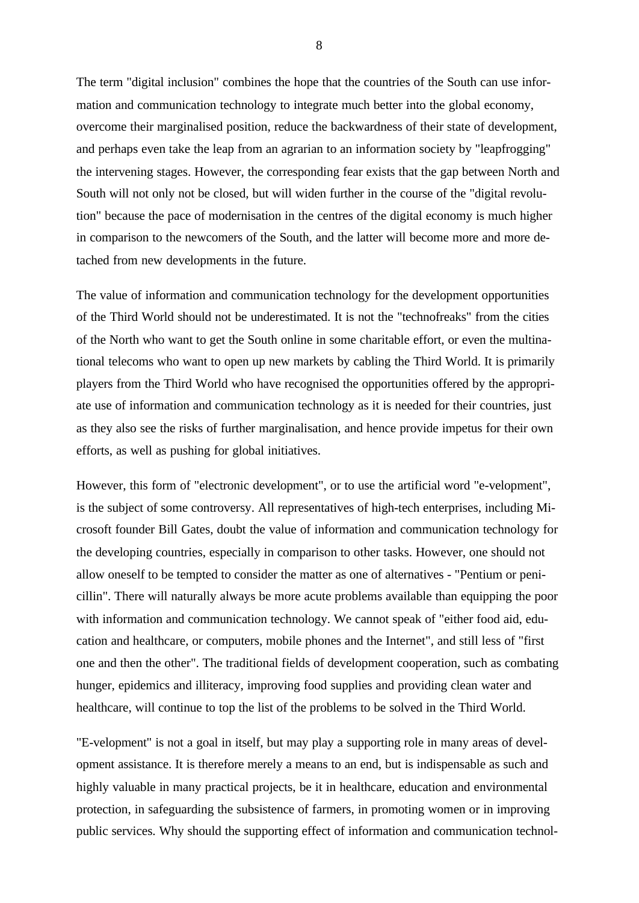The term "digital inclusion" combines the hope that the countries of the South can use information and communication technology to integrate much better into the global economy, overcome their marginalised position, reduce the backwardness of their state of development, and perhaps even take the leap from an agrarian to an information society by "leapfrogging" the intervening stages. However, the corresponding fear exists that the gap between North and South will not only not be closed, but will widen further in the course of the "digital revolution" because the pace of modernisation in the centres of the digital economy is much higher in comparison to the newcomers of the South, and the latter will become more and more detached from new developments in the future.

The value of information and communication technology for the development opportunities of the Third World should not be underestimated. It is not the "technofreaks" from the cities of the North who want to get the South online in some charitable effort, or even the multinational telecoms who want to open up new markets by cabling the Third World. It is primarily players from the Third World who have recognised the opportunities offered by the appropriate use of information and communication technology as it is needed for their countries, just as they also see the risks of further marginalisation, and hence provide impetus for their own efforts, as well as pushing for global initiatives.

However, this form of "electronic development", or to use the artificial word "e-velopment", is the subject of some controversy. All representatives of high-tech enterprises, including Microsoft founder Bill Gates, doubt the value of information and communication technology for the developing countries, especially in comparison to other tasks. However, one should not allow oneself to be tempted to consider the matter as one of alternatives - "Pentium or penicillin". There will naturally always be more acute problems available than equipping the poor with information and communication technology. We cannot speak of "either food aid, education and healthcare, or computers, mobile phones and the Internet", and still less of "first one and then the other". The traditional fields of development cooperation, such as combating hunger, epidemics and illiteracy, improving food supplies and providing clean water and healthcare, will continue to top the list of the problems to be solved in the Third World.

"E-velopment" is not a goal in itself, but may play a supporting role in many areas of development assistance. It is therefore merely a means to an end, but is indispensable as such and highly valuable in many practical projects, be it in healthcare, education and environmental protection, in safeguarding the subsistence of farmers, in promoting women or in improving public services. Why should the supporting effect of information and communication technol-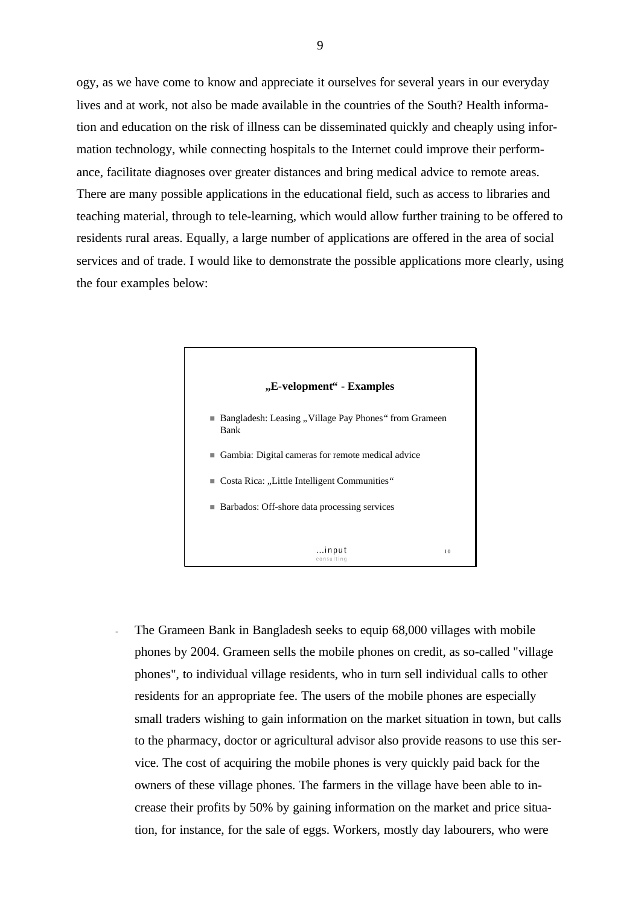ogy, as we have come to know and appreciate it ourselves for several years in our everyday lives and at work, not also be made available in the countries of the South? Health information and education on the risk of illness can be disseminated quickly and cheaply using information technology, while connecting hospitals to the Internet could improve their performance, facilitate diagnoses over greater distances and bring medical advice to remote areas. There are many possible applications in the educational field, such as access to libraries and teaching material, through to tele-learning, which would allow further training to be offered to residents rural areas. Equally, a large number of applications are offered in the area of social services and of trade. I would like to demonstrate the possible applications more clearly, using the four examples below:

**„E-velopment" - Examples**

- Bangladesh: Leasing „Village Pay Phones" from Grameen Bank
- Gambia: Digital cameras for remote medical advice
- Costa Rica: „Little Intelligent Communities"
- Barbados: Off-shore data processing services

...input consulting 10

- The Grameen Bank in Bangladesh seeks to equip 68,000 villages with mobile phones by 2004. Grameen sells the mobile phones on credit, as so-called "village phones", to individual village residents, who in turn sell individual calls to other residents for an appropriate fee. The users of the mobile phones are especially small traders wishing to gain information on the market situation in town, but calls to the pharmacy, doctor or agricultural advisor also provide reasons to use this service. The cost of acquiring the mobile phones is very quickly paid back for the owners of these village phones. The farmers in the village have been able to increase their profits by 50% by gaining information on the market and price situation, for instance, for the sale of eggs. Workers, mostly day labourers, who were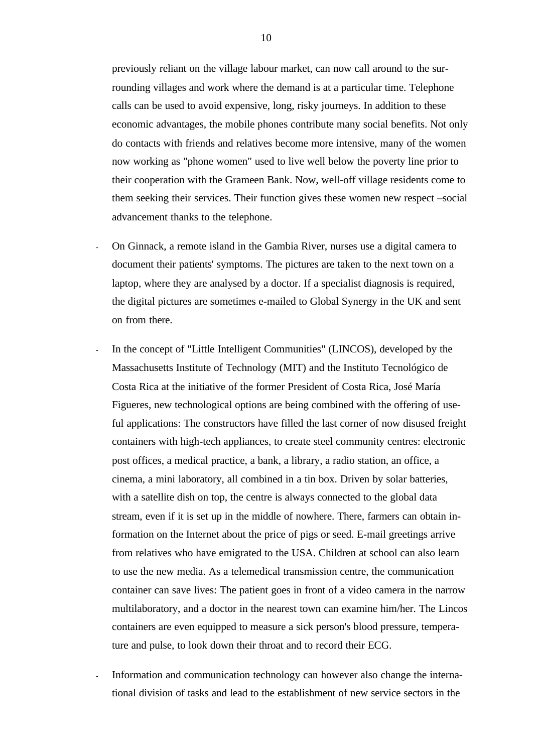previously reliant on the village labour market, can now call around to the surrounding villages and work where the demand is at a particular time. Telephone calls can be used to avoid expensive, long, risky journeys. In addition to these economic advantages, the mobile phones contribute many social benefits. Not only do contacts with friends and relatives become more intensive, many of the women now working as "phone women" used to live well below the poverty line prior to their cooperation with the Grameen Bank. Now, well-off village residents come to them seeking their services. Their function gives these women new respect –social advancement thanks to the telephone.

- On Ginnack, a remote island in the Gambia River, nurses use a digital camera to document their patients' symptoms. The pictures are taken to the next town on a laptop, where they are analysed by a doctor. If a specialist diagnosis is required, the digital pictures are sometimes e-mailed to Global Synergy in the UK and sent on from there.

- In the concept of "Little Intelligent Communities" (LINCOS), developed by the Massachusetts Institute of Technology (MIT) and the Instituto Tecnológico de Costa Rica at the initiative of the former President of Costa Rica, José María Figueres, new technological options are being combined with the offering of useful applications: The constructors have filled the last corner of now disused freight containers with high-tech appliances, to create steel community centres: electronic post offices, a medical practice, a bank, a library, a radio station, an office, a cinema, a mini laboratory, all combined in a tin box. Driven by solar batteries, with a satellite dish on top, the centre is always connected to the global data stream, even if it is set up in the middle of nowhere. There, farmers can obtain information on the Internet about the price of pigs or seed. E-mail greetings arrive from relatives who have emigrated to the USA. Children at school can also learn to use the new media. As a telemedical transmission centre, the communication container can save lives: The patient goes in front of a video camera in the narrow multilaboratory, and a doctor in the nearest town can examine him/her. The Lincos containers are even equipped to measure a sick person's blood pressure, temperature and pulse, to look down their throat and to record their ECG.

- Information and communication technology can however also change the international division of tasks and lead to the establishment of new service sectors in the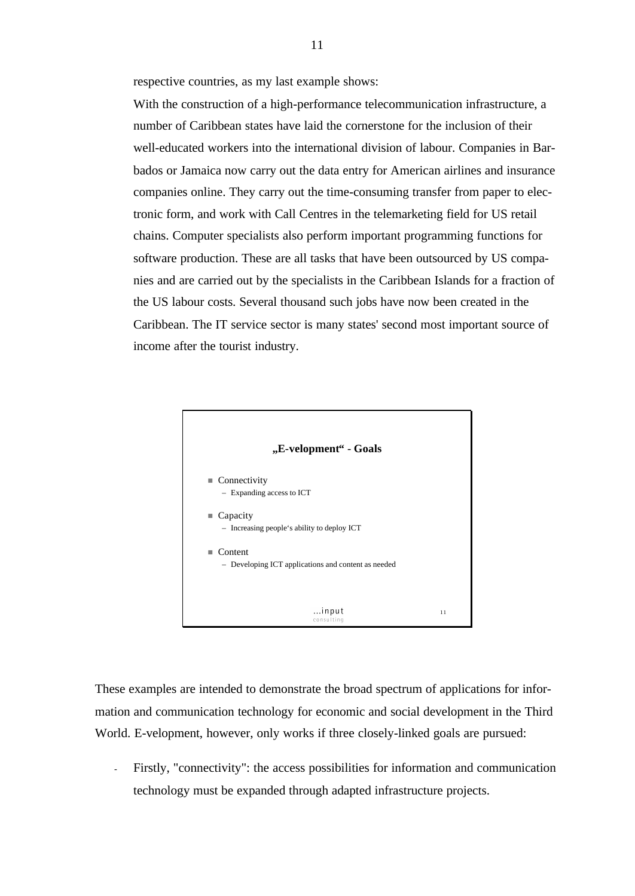respective countries, as my last example shows:

With the construction of a high-performance telecommunication infrastructure, a number of Caribbean states have laid the cornerstone for the inclusion of their well-educated workers into the international division of labour. Companies in Barbados or Jamaica now carry out the data entry for American airlines and insurance companies online. They carry out the time-consuming transfer from paper to electronic form, and work with Call Centres in the telemarketing field for US retail chains. Computer specialists also perform important programming functions for software production. These are all tasks that have been outsourced by US companies and are carried out by the specialists in the Caribbean Islands for a fraction of the US labour costs. Several thousand such jobs have now been created in the Caribbean. The IT service sector is many states' second most important source of income after the tourist industry.

**„E-velopment" - Goals**

- Connectivity
  - Expanding access to ICT
- Capacity
  - Increasing people's ability to deploy ICT
- Content
  - Developing ICT applications and content as needed

...input consulting 11

These examples are intended to demonstrate the broad spectrum of applications for information and communication technology for economic and social development in the Third World. E-velopment, however, only works if three closely-linked goals are pursued:

- Firstly, "connectivity": the access possibilities for information and communication technology must be expanded through adapted infrastructure projects.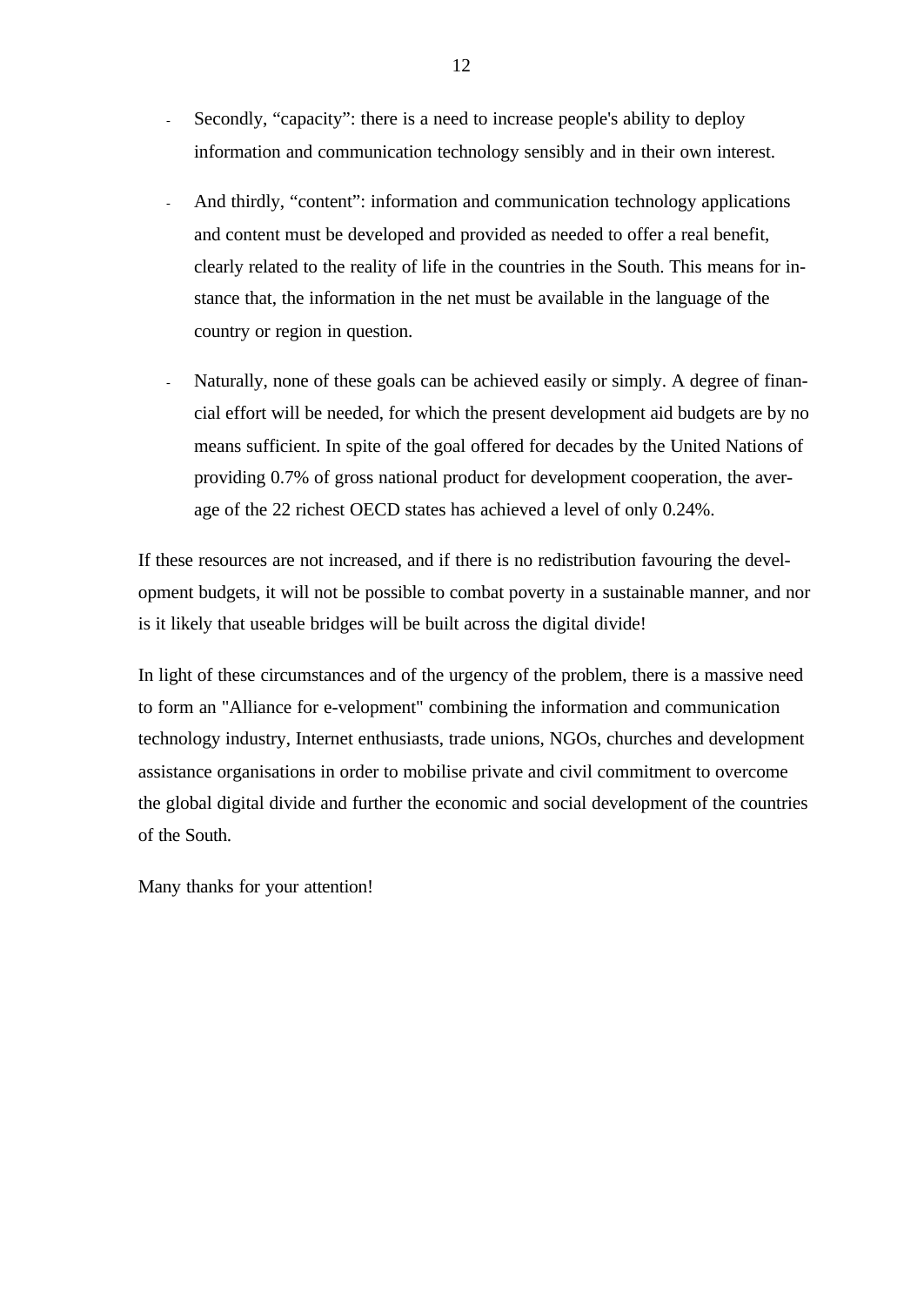- Secondly, “capacity”: there is a need to increase people's ability to deploy information and communication technology sensibly and in their own interest.
- And thirdly, “content”: information and communication technology applications and content must be developed and provided as needed to offer a real benefit, clearly related to the reality of life in the countries in the South. This means for instance that, the information in the net must be available in the language of the country or region in question.
- Naturally, none of these goals can be achieved easily or simply. A degree of financial effort will be needed, for which the present development aid budgets are by no means sufficient. In spite of the goal offered for decades by the United Nations of providing 0.7% of gross national product for development cooperation, the average of the 22 richest OECD states has achieved a level of only 0.24%.

If these resources are not increased, and if there is no redistribution favouring the development budgets, it will not be possible to combat poverty in a sustainable manner, and nor is it likely that useable bridges will be built across the digital divide!

In light of these circumstances and of the urgency of the problem, there is a massive need to form an "Alliance for e-velopment" combining the information and communication technology industry, Internet enthusiasts, trade unions, NGOs, churches and development assistance organisations in order to mobilise private and civil commitment to overcome the global digital divide and further the economic and social development of the countries of the South.

Many thanks for your attention!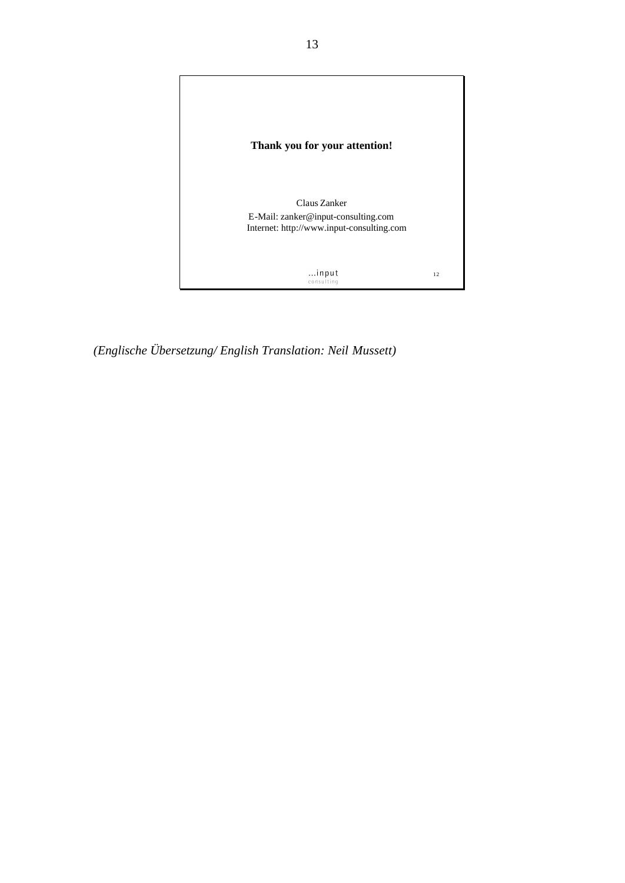**Thank you for your attention!**

Claus Zanker
E-Mail: zanker@input-consulting.com
Internet: http://www.input-consulting.com

...input
consulting

12

*(Englische Übersetzung/ English Translation: Neil Mussett)*